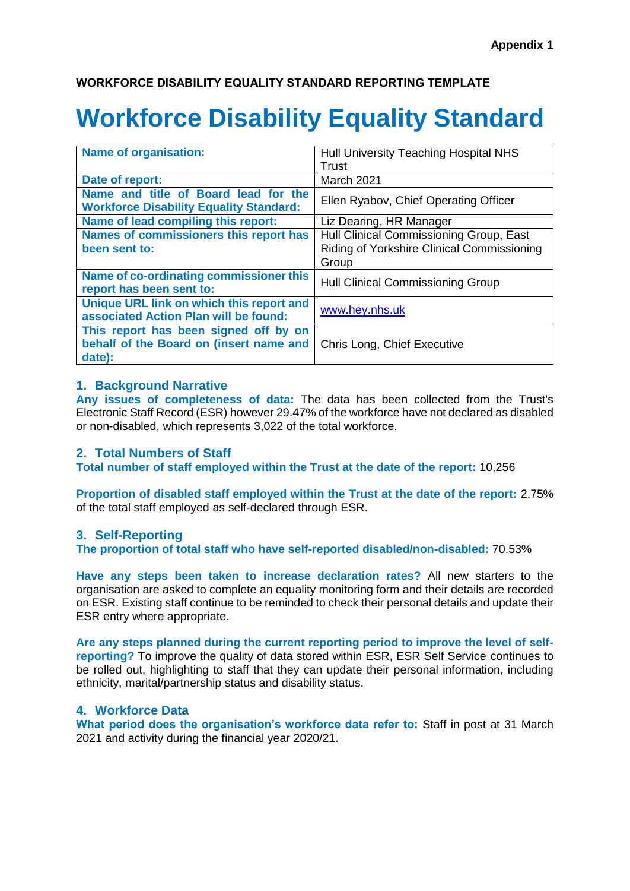**Appendix 1**

**WORKFORCE DISABILITY EQUALITY STANDARD REPORTING TEMPLATE**

# Workforce Disability Equality Standard

| **Name of organisation:** | Hull University Teaching Hospital NHS Trust |
|---|---|
| **Date of report:** | March 2021 |
| **Name and title of Board lead for the Workforce Disability Equality Standard:** | Ellen Ryabov, Chief Operating Officer |
| **Name of lead compiling this report:** | Liz Dearing, HR Manager |
| **Names of commissioners this report has been sent to:** | Hull Clinical Commissioning Group, East Riding of Yorkshire Clinical Commissioning Group |
| **Name of co-ordinating commissioner this report has been sent to:** | Hull Clinical Commissioning Group |
| **Unique URL link on which this report and associated Action Plan will be found:** | www.hey.nhs.uk |
| **This report has been signed off by on behalf of the Board on (insert name and date):** | Chris Long, Chief Executive |

## 1. Background Narrative

**Any issues of completeness of data:** The data has been collected from the Trust's Electronic Staff Record (ESR) however 29.47% of the workforce have not declared as disabled or non-disabled, which represents 3,022 of the total workforce.

## 2. Total Numbers of Staff

**Total number of staff employed within the Trust at the date of the report:** 10,256

**Proportion of disabled staff employed within the Trust at the date of the report:** 2.75% of the total staff employed as self-declared through ESR.

## 3. Self-Reporting

**The proportion of total staff who have self-reported disabled/non-disabled:** 70.53%

**Have any steps been taken to increase declaration rates?** All new starters to the organisation are asked to complete an equality monitoring form and their details are recorded on ESR. Existing staff continue to be reminded to check their personal details and update their ESR entry where appropriate.

**Are any steps planned during the current reporting period to improve the level of self-reporting?** To improve the quality of data stored within ESR, ESR Self Service continues to be rolled out, highlighting to staff that they can update their personal information, including ethnicity, marital/partnership status and disability status.

## 4. Workforce Data

**What period does the organisation's workforce data refer to:** Staff in post at 31 March 2021 and activity during the financial year 2020/21.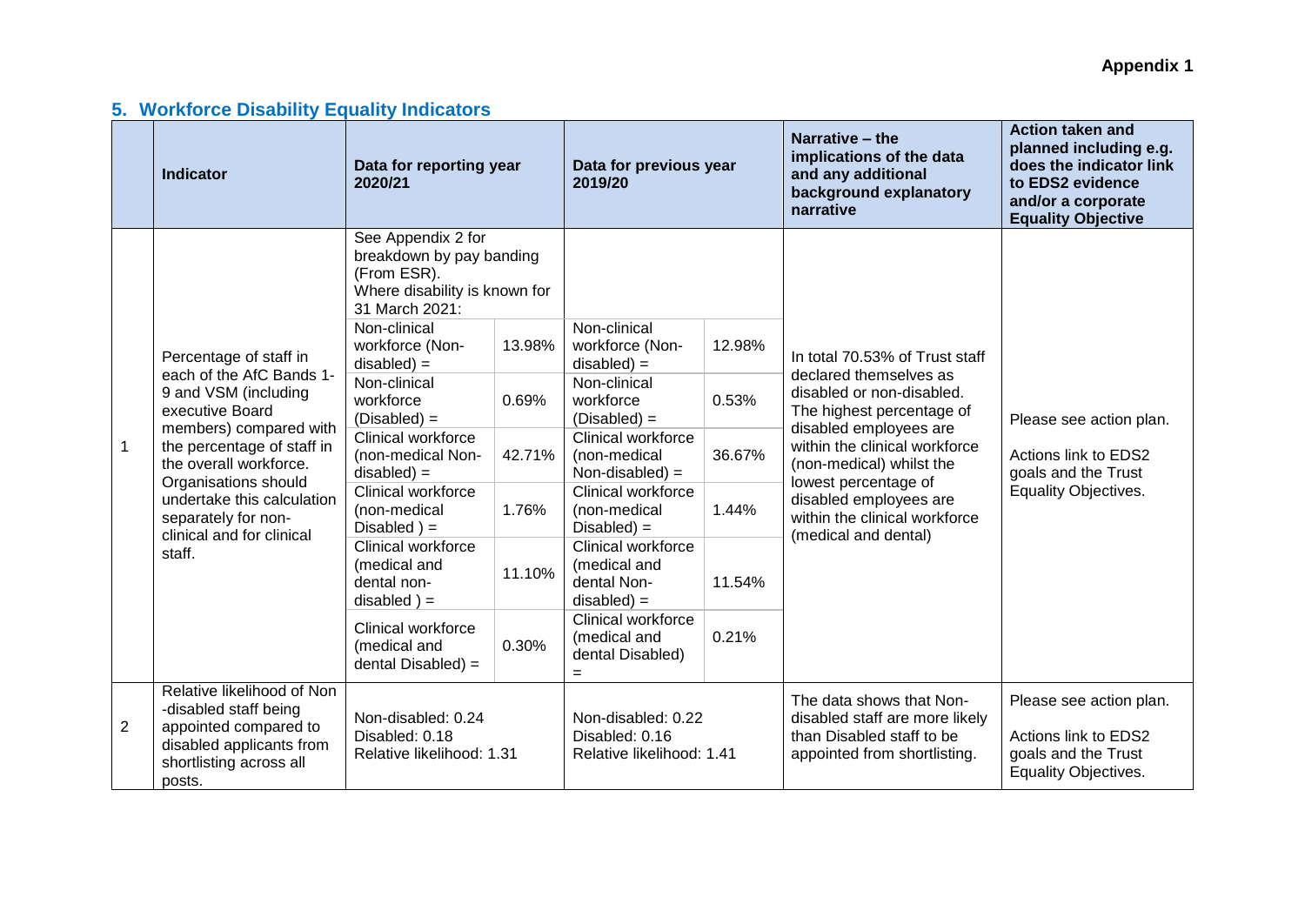**Appendix 1**

## 5. Workforce Disability Equality Indicators

| | Indicator | Data for reporting year 2020/21 | | Data for previous year 2019/20 | | Narrative – the implications of the data and any additional background explanatory narrative | Action taken and planned including e.g. does the indicator link to EDS2 evidence and/or a corporate Equality Objective |
|---|---|---|---|---|---|---|---|
| 1 | Percentage of staff in each of the AfC Bands 1-9 and VSM (including executive Board members) compared with the percentage of staff in the overall workforce. Organisations should undertake this calculation separately for non-clinical and for clinical staff. | See Appendix 2 for breakdown by pay banding (From ESR). Where disability is known for 31 March 2021: | | | | In total 70.53% of Trust staff declared themselves as disabled or non-disabled. The highest percentage of disabled employees are within the clinical workforce (non-medical) whilst the lowest percentage of disabled employees are within the clinical workforce (medical and dental) | Please see action plan. Actions link to EDS2 goals and the Trust Equality Objectives. |
| | | Non-clinical workforce (Non-disabled) = | 13.98% | Non-clinical workforce (Non-disabled) = | 12.98% | | |
| | | Non-clinical workforce (Disabled) = | 0.69% | Non-clinical workforce (Disabled) = | 0.53% | | |
| | | Clinical workforce (non-medical Non-disabled) = | 42.71% | Clinical workforce (non-medical Non-disabled) = | 36.67% | | |
| | | Clinical workforce (non-medical Disabled ) = | 1.76% | Clinical workforce (non-medical Disabled) = | 1.44% | | |
| | | Clinical workforce (medical and dental non-disabled ) = | 11.10% | Clinical workforce (medical and dental Non-disabled) = | 11.54% | | |
| | | Clinical workforce (medical and dental Disabled) = | 0.30% | Clinical workforce (medical and dental Disabled) = | 0.21% | | |
| 2 | Relative likelihood of Non -disabled staff being appointed compared to disabled applicants from shortlisting across all posts. | Non-disabled: 0.24<br>Disabled: 0.18<br>Relative likelihood: 1.31 | | Non-disabled: 0.22<br>Disabled: 0.16<br>Relative likelihood: 1.41 | | The data shows that Non-disabled staff are more likely than Disabled staff to be appointed from shortlisting. | Please see action plan. Actions link to EDS2 goals and the Trust Equality Objectives. |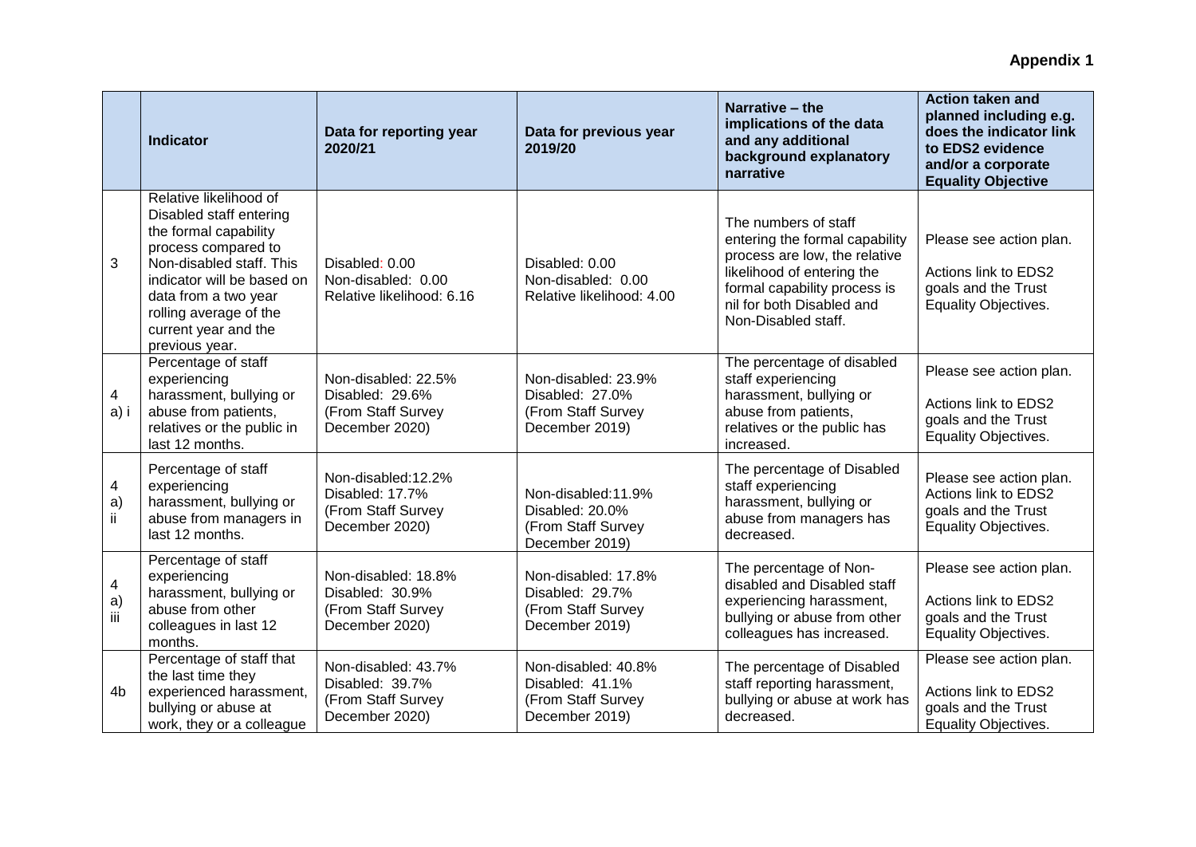**Appendix 1**

| | Indicator | Data for reporting year 2020/21 | Data for previous year 2019/20 | Narrative – the implications of the data and any additional background explanatory narrative | Action taken and planned including e.g. does the indicator link to EDS2 evidence and/or a corporate Equality Objective |
|---|---|---|---|---|---|
| 3 | Relative likelihood of Disabled staff entering the formal capability process compared to Non-disabled staff. This indicator will be based on data from a two year rolling average of the current year and the previous year. | Disabled: 0.00<br>Non-disabled: 0.00<br>Relative likelihood: 6.16 | Disabled: 0.00<br>Non-disabled: 0.00<br>Relative likelihood: 4.00 | The numbers of staff entering the formal capability process are low, the relative likelihood of entering the formal capability process is nil for both Disabled and Non-Disabled staff. | Please see action plan.<br><br>Actions link to EDS2 goals and the Trust Equality Objectives. |
| 4 a) i | Percentage of staff experiencing harassment, bullying or abuse from patients, relatives or the public in last 12 months. | Non-disabled: 22.5%<br>Disabled: 29.6%<br>(From Staff Survey December 2020) | Non-disabled: 23.9%<br>Disabled: 27.0%<br>(From Staff Survey December 2019) | The percentage of disabled staff experiencing harassment, bullying or abuse from patients, relatives or the public has increased. | Please see action plan.<br><br>Actions link to EDS2 goals and the Trust Equality Objectives. |
| 4 a) ii | Percentage of staff experiencing harassment, bullying or abuse from managers in last 12 months. | Non-disabled:12.2%<br>Disabled: 17.7%<br>(From Staff Survey December 2020) | Non-disabled:11.9%<br>Disabled: 20.0%<br>(From Staff Survey December 2019) | The percentage of Disabled staff experiencing harassment, bullying or abuse from managers has decreased. | Please see action plan.<br>Actions link to EDS2 goals and the Trust Equality Objectives. |
| 4 a) iii | Percentage of staff experiencing harassment, bullying or abuse from other colleagues in last 12 months. | Non-disabled: 18.8%<br>Disabled: 30.9%<br>(From Staff Survey December 2020) | Non-disabled: 17.8%<br>Disabled: 29.7%<br>(From Staff Survey December 2019) | The percentage of Non-disabled and Disabled staff experiencing harassment, bullying or abuse from other colleagues has increased. | Please see action plan.<br><br>Actions link to EDS2 goals and the Trust Equality Objectives. |
| 4b | Percentage of staff that the last time they experienced harassment, bullying or abuse at work, they or a colleague | Non-disabled: 43.7%<br>Disabled: 39.7%<br>(From Staff Survey December 2020) | Non-disabled: 40.8%<br>Disabled: 41.1%<br>(From Staff Survey December 2019) | The percentage of Disabled staff reporting harassment, bullying or abuse at work has decreased. | Please see action plan.<br><br>Actions link to EDS2 goals and the Trust Equality Objectives. |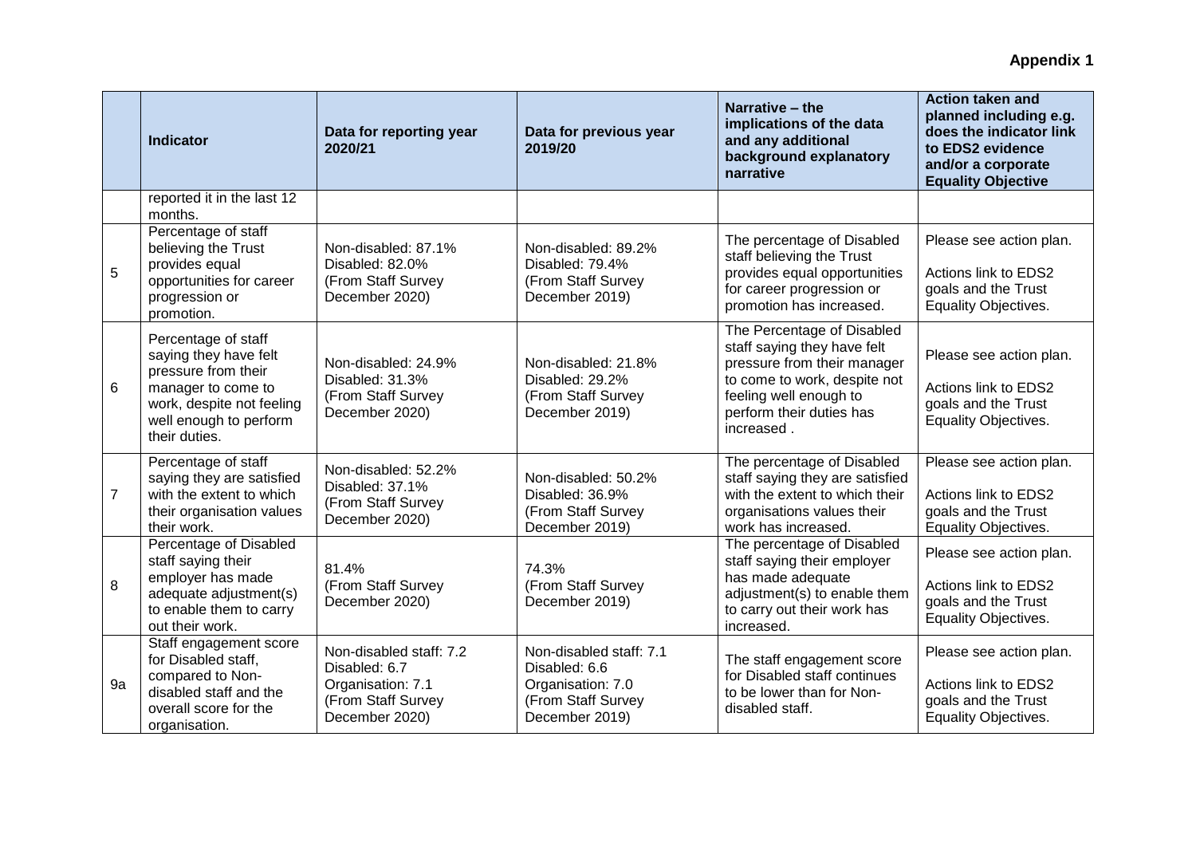**Appendix 1**

| | Indicator | Data for reporting year 2020/21 | Data for previous year 2019/20 | Narrative – the implications of the data and any additional background explanatory narrative | Action taken and planned including e.g. does the indicator link to EDS2 evidence and/or a corporate Equality Objective |
|---|---|---|---|---|---|
| | reported it in the last 12 months. | | | | |
| 5 | Percentage of staff believing the Trust provides equal opportunities for career progression or promotion. | Non-disabled: 87.1%<br>Disabled: 82.0%<br>(From Staff Survey December 2020) | Non-disabled: 89.2%<br>Disabled: 79.4%<br>(From Staff Survey December 2019) | The percentage of Disabled staff believing the Trust provides equal opportunities for career progression or promotion has increased. | Please see action plan.<br><br>Actions link to EDS2 goals and the Trust Equality Objectives. |
| 6 | Percentage of staff saying they have felt pressure from their manager to come to work, despite not feeling well enough to perform their duties. | Non-disabled: 24.9%<br>Disabled: 31.3%<br>(From Staff Survey December 2020) | Non-disabled: 21.8%<br>Disabled: 29.2%<br>(From Staff Survey December 2019) | The Percentage of Disabled staff saying they have felt pressure from their manager to come to work, despite not feeling well enough to perform their duties has increased . | Please see action plan.<br><br>Actions link to EDS2 goals and the Trust Equality Objectives. |
| 7 | Percentage of staff saying they are satisfied with the extent to which their organisation values their work. | Non-disabled: 52.2%<br>Disabled: 37.1%<br>(From Staff Survey December 2020) | Non-disabled: 50.2%<br>Disabled: 36.9%<br>(From Staff Survey December 2019) | The percentage of Disabled staff saying they are satisfied with the extent to which their organisations values their work has increased. | Please see action plan.<br><br>Actions link to EDS2 goals and the Trust Equality Objectives. |
| 8 | Percentage of Disabled staff saying their employer has made adequate adjustment(s) to enable them to carry out their work. | 81.4%<br>(From Staff Survey December 2020) | 74.3%<br>(From Staff Survey December 2019) | The percentage of Disabled staff saying their employer has made adequate adjustment(s) to enable them to carry out their work has increased. | Please see action plan.<br><br>Actions link to EDS2 goals and the Trust Equality Objectives. |
| 9a | Staff engagement score for Disabled staff, compared to Non-disabled staff and the overall score for the organisation. | Non-disabled staff: 7.2<br>Disabled: 6.7<br>Organisation: 7.1<br>(From Staff Survey December 2020) | Non-disabled staff: 7.1<br>Disabled: 6.6<br>Organisation: 7.0<br>(From Staff Survey December 2019) | The staff engagement score for Disabled staff continues to be lower than for Non-disabled staff. | Please see action plan.<br><br>Actions link to EDS2 goals and the Trust Equality Objectives. |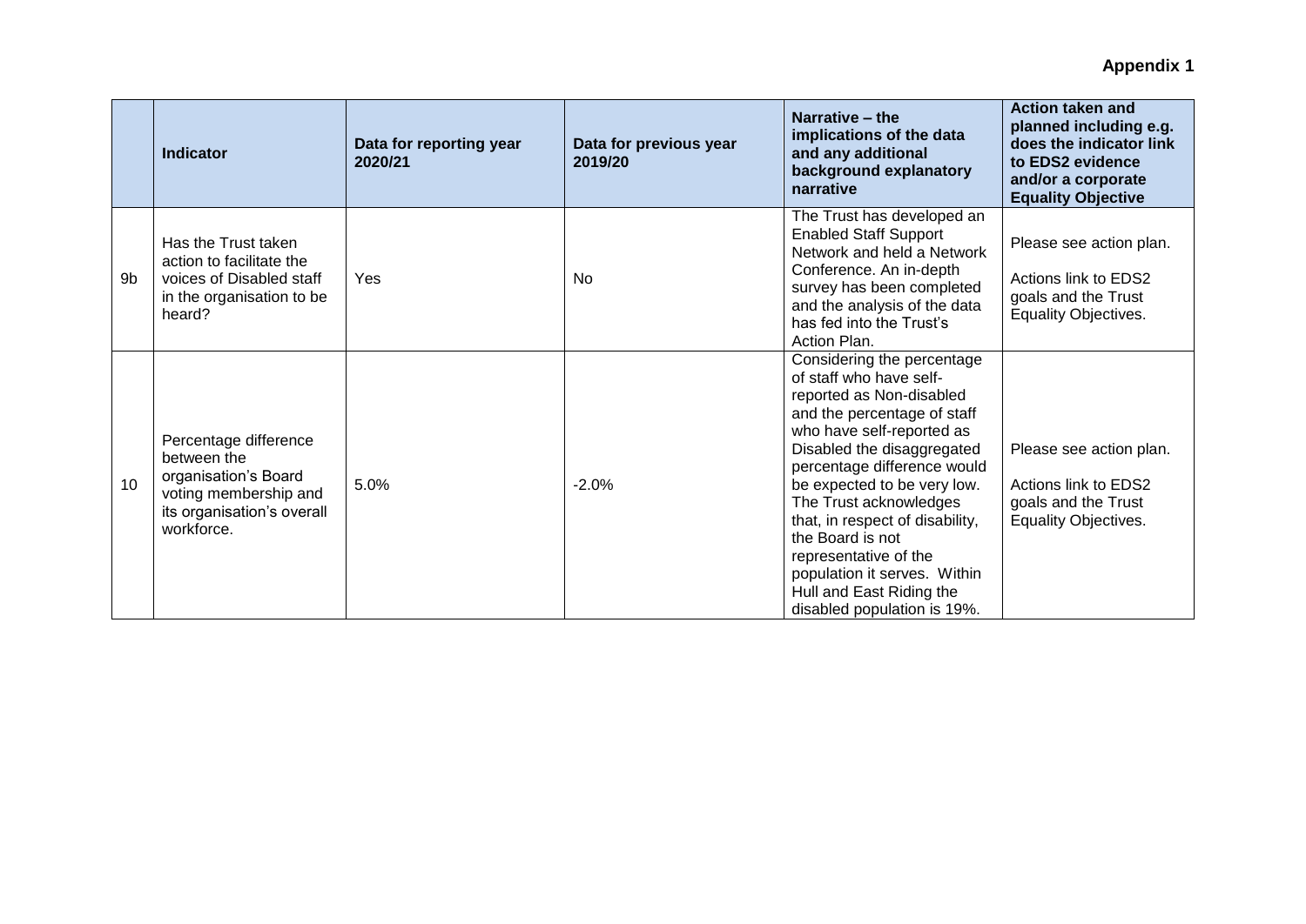**Appendix 1**

| | Indicator | Data for reporting year 2020/21 | Data for previous year 2019/20 | Narrative – the implications of the data and any additional background explanatory narrative | Action taken and planned including e.g. does the indicator link to EDS2 evidence and/or a corporate Equality Objective |
|---|---|---|---|---|---|
| 9b | Has the Trust taken action to facilitate the voices of Disabled staff in the organisation to be heard? | Yes | No | The Trust has developed an Enabled Staff Support Network and held a Network Conference. An in-depth survey has been completed and the analysis of the data has fed into the Trust's Action Plan. | Please see action plan.<br><br>Actions link to EDS2 goals and the Trust Equality Objectives. |
| 10 | Percentage difference between the organisation's Board voting membership and its organisation's overall workforce. | 5.0% | -2.0% | Considering the percentage of staff who have self-reported as Non-disabled and the percentage of staff who have self-reported as Disabled the disaggregated percentage difference would be expected to be very low. The Trust acknowledges that, in respect of disability, the Board is not representative of the population it serves. Within Hull and East Riding the disabled population is 19%. | Please see action plan.<br><br>Actions link to EDS2 goals and the Trust Equality Objectives. |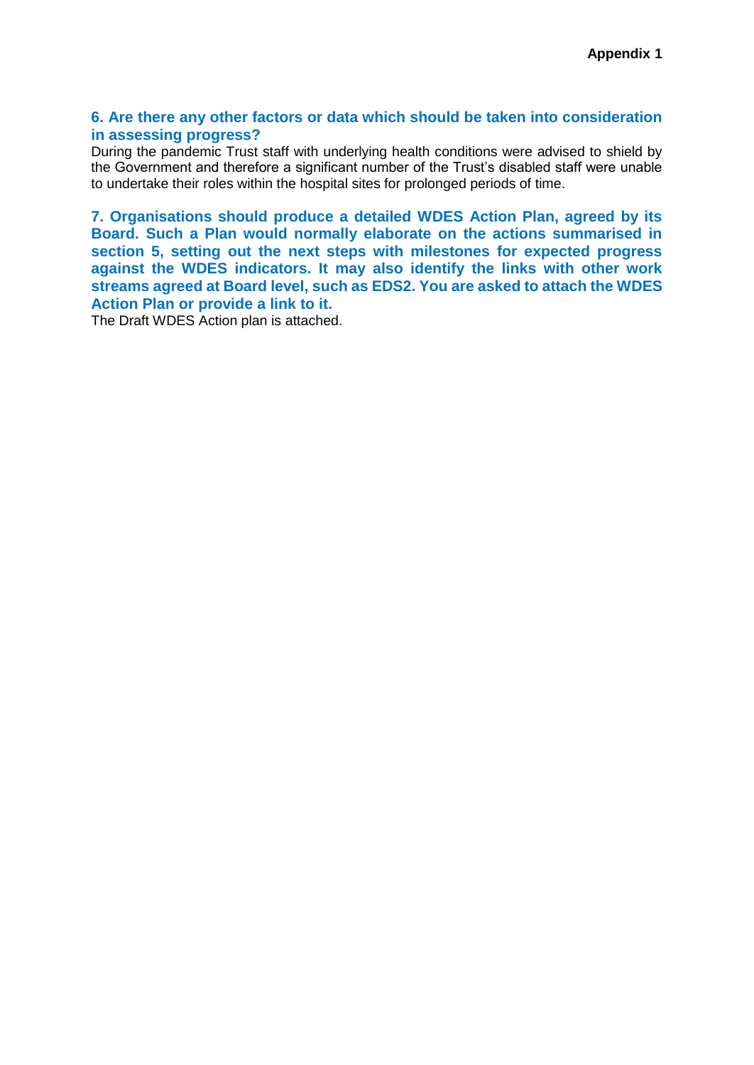**6. Are there any other factors or data which should be taken into consideration in assessing progress?**

During the pandemic Trust staff with underlying health conditions were advised to shield by the Government and therefore a significant number of the Trust's disabled staff were unable to undertake their roles within the hospital sites for prolonged periods of time.

**7. Organisations should produce a detailed WDES Action Plan, agreed by its Board. Such a Plan would normally elaborate on the actions summarised in section 5, setting out the next steps with milestones for expected progress against the WDES indicators. It may also identify the links with other work streams agreed at Board level, such as EDS2. You are asked to attach the WDES Action Plan or provide a link to it.**

The Draft WDES Action plan is attached.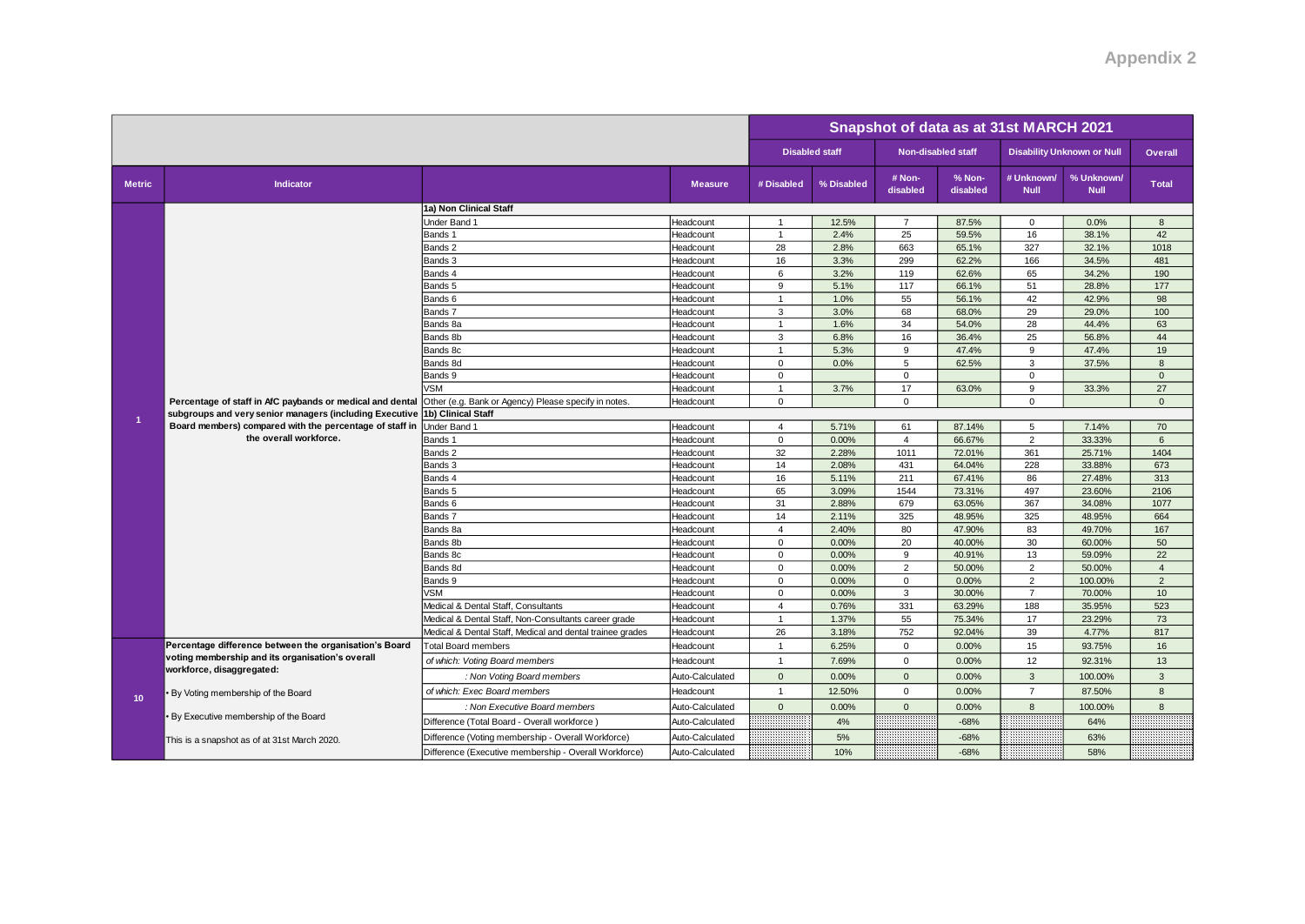# Appendix 2

| Metric | Indicator | | Measure | Disabled staff | | Non-disabled staff | | Disability Unknown or Null | | Overall |
|---|---|---|---|---|---|---|---|---|---|---|
| | | | | **Snapshot of data as at 31st MARCH 2021** | | | | | | |
| | | | | # Disabled | % Disabled | # Non-disabled | % Non-disabled | # Unknown/ Null | % Unknown/ Null | Total |
| 1 | **Percentage of staff in AfC paybands or medical and dental subgroups and very senior managers (including Executive Board members) compared with the percentage of staff in the overall workforce.** | **1a) Non Clinical Staff** | | | | | | | | |
| | | Under Band 1 | Headcount | 1 | 12.5% | 7 | 87.5% | 0 | 0.0% | 8 |
| | | Bands 1 | Headcount | 1 | 2.4% | 25 | 59.5% | 16 | 38.1% | 42 |
| | | Bands 2 | Headcount | 28 | 2.8% | 663 | 65.1% | 327 | 32.1% | 1018 |
| | | Bands 3 | Headcount | 16 | 3.3% | 299 | 62.2% | 166 | 34.5% | 481 |
| | | Bands 4 | Headcount | 6 | 3.2% | 119 | 62.6% | 65 | 34.2% | 190 |
| | | Bands 5 | Headcount | 9 | 5.1% | 117 | 66.1% | 51 | 28.8% | 177 |
| | | Bands 6 | Headcount | 1 | 1.0% | 55 | 56.1% | 42 | 42.9% | 98 |
| | | Bands 7 | Headcount | 3 | 3.0% | 68 | 68.0% | 29 | 29.0% | 100 |
| | | Bands 8a | Headcount | 1 | 1.6% | 34 | 54.0% | 28 | 44.4% | 63 |
| | | Bands 8b | Headcount | 3 | 6.8% | 16 | 36.4% | 25 | 56.8% | 44 |
| | | Bands 8c | Headcount | 1 | 5.3% | 9 | 47.4% | 9 | 47.4% | 19 |
| | | Bands 8d | Headcount | 0 | 0.0% | 5 | 62.5% | 3 | 37.5% | 8 |
| | | Bands 9 | Headcount | 0 | | 0 | | 0 | | 0 |
| | | VSM | Headcount | 1 | 3.7% | 17 | 63.0% | 9 | 33.3% | 27 |
| | | Other (e.g. Bank or Agency) Please specify in notes. | Headcount | 0 | | 0 | | 0 | | 0 |
| | | **1b) Clinical Staff** | | | | | | | | |
| | | Under Band 1 | Headcount | 4 | 5.71% | 61 | 87.14% | 5 | 7.14% | 70 |
| | | Bands 1 | Headcount | 0 | 0.00% | 4 | 66.67% | 2 | 33.33% | 6 |
| | | Bands 2 | Headcount | 32 | 2.28% | 1011 | 72.01% | 361 | 25.71% | 1404 |
| | | Bands 3 | Headcount | 14 | 2.08% | 431 | 64.04% | 228 | 33.88% | 673 |
| | | Bands 4 | Headcount | 16 | 5.11% | 211 | 67.41% | 86 | 27.48% | 313 |
| | | Bands 5 | Headcount | 65 | 3.09% | 1544 | 73.31% | 497 | 23.60% | 2106 |
| | | Bands 6 | Headcount | 31 | 2.88% | 679 | 63.05% | 367 | 34.08% | 1077 |
| | | Bands 7 | Headcount | 14 | 2.11% | 325 | 48.95% | 325 | 48.95% | 664 |
| | | Bands 8a | Headcount | 4 | 2.40% | 80 | 47.90% | 83 | 49.70% | 167 |
| | | Bands 8b | Headcount | 0 | 0.00% | 20 | 40.00% | 30 | 60.00% | 50 |
| | | Bands 8c | Headcount | 0 | 0.00% | 9 | 40.91% | 13 | 59.09% | 22 |
| | | Bands 8d | Headcount | 0 | 0.00% | 2 | 50.00% | 2 | 50.00% | 4 |
| | | Bands 9 | Headcount | 0 | 0.00% | 0 | 0.00% | 2 | 100.00% | 2 |
| | | VSM | Headcount | 0 | 0.00% | 3 | 30.00% | 7 | 70.00% | 10 |
| | | Medical & Dental Staff, Consultants | Headcount | 4 | 0.76% | 331 | 63.29% | 188 | 35.95% | 523 |
| | | Medical & Dental Staff, Non-Consultants career grade | Headcount | 1 | 1.37% | 55 | 75.34% | 17 | 23.29% | 73 |
| | | Medical & Dental Staff, Medical and dental trainee grades | Headcount | 26 | 3.18% | 752 | 92.04% | 39 | 4.77% | 817 |
| 10 | **Percentage difference between the organisation's Board voting membership and its organisation's overall workforce, disaggregated:** • By Voting membership of the Board • By Executive membership of the Board This is a snapshot as of at 31st March 2020. | Total Board members | Headcount | 1 | 6.25% | 0 | 0.00% | 15 | 93.75% | 16 |
| | | *of which: Voting Board members* | Headcount | 1 | 7.69% | 0 | 0.00% | 12 | 92.31% | 13 |
| | | *: Non Voting Board members* | Auto-Calculated | 0 | 0.00% | 0 | 0.00% | 3 | 100.00% | 3 |
| | | *of which: Exec Board members* | Headcount | 1 | 12.50% | 0 | 0.00% | 7 | 87.50% | 8 |
| | | *: Non Executive Board members* | Auto-Calculated | 0 | 0.00% | 0 | 0.00% | 8 | 100.00% | 8 |
| | | Difference (Total Board - Overall workforce ) | Auto-Calculated | | 4% | | -68% | | 64% | |
| | | Difference (Voting membership - Overall Workforce) | Auto-Calculated | | 5% | | -68% | | 63% | |
| | | Difference (Executive membership - Overall Workforce) | Auto-Calculated | | 10% | | -68% | | 58% | |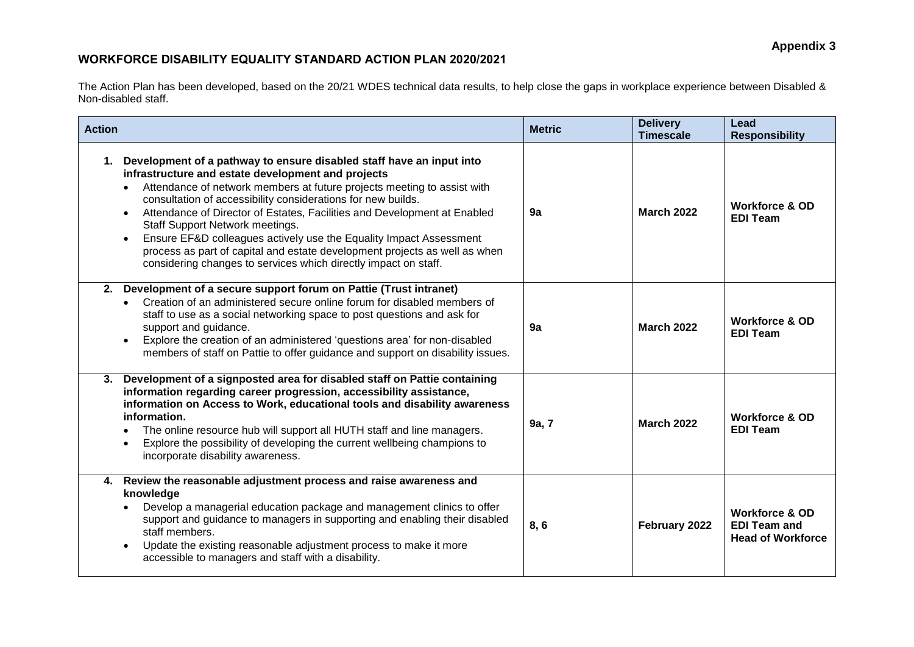**Appendix 3**

## WORKFORCE DISABILITY EQUALITY STANDARD ACTION PLAN 2020/2021

The Action Plan has been developed, based on the 20/21 WDES technical data results, to help close the gaps in workplace experience between Disabled & Non-disabled staff.

| Action | Metric | Delivery Timescale | Lead Responsibility |
|---|---|---|---|
| **1. Development of a pathway to ensure disabled staff have an input into infrastructure and estate development and projects**<br>• Attendance of network members at future projects meeting to assist with consultation of accessibility considerations for new builds.<br>• Attendance of Director of Estates, Facilities and Development at Enabled Staff Support Network meetings.<br>• Ensure EF&D colleagues actively use the Equality Impact Assessment process as part of capital and estate development projects as well as when considering changes to services which directly impact on staff. | 9a | **March 2022** | **Workforce & OD EDI Team** |
| **2. Development of a secure support forum on Pattie (Trust intranet)**<br>• Creation of an administered secure online forum for disabled members of staff to use as a social networking space to post questions and ask for support and guidance.<br>• Explore the creation of an administered 'questions area' for non-disabled members of staff on Pattie to offer guidance and support on disability issues. | 9a | **March 2022** | **Workforce & OD EDI Team** |
| **3. Development of a signposted area for disabled staff on Pattie containing information regarding career progression, accessibility assistance, information on Access to Work, educational tools and disability awareness information.**<br>• The online resource hub will support all HUTH staff and line managers.<br>• Explore the possibility of developing the current wellbeing champions to incorporate disability awareness. | 9a, 7 | **March 2022** | **Workforce & OD EDI Team** |
| **4. Review the reasonable adjustment process and raise awareness and knowledge**<br>• Develop a managerial education package and management clinics to offer support and guidance to managers in supporting and enabling their disabled staff members.<br>• Update the existing reasonable adjustment process to make it more accessible to managers and staff with a disability. | 8, 6 | **February 2022** | **Workforce & OD EDI Team and Head of Workforce** |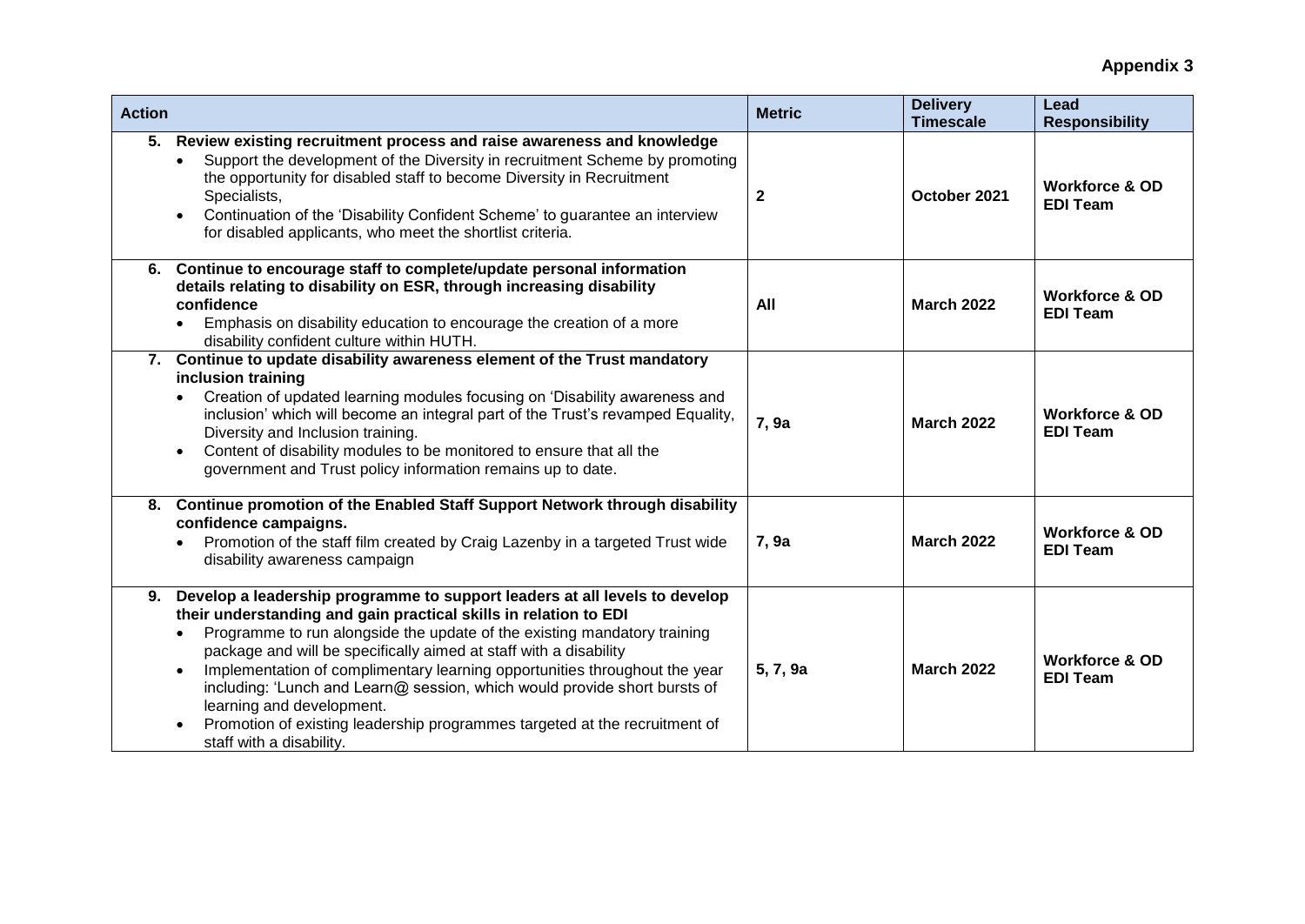**Appendix 3**

| Action | Metric | Delivery Timescale | Lead Responsibility |
|---|---|---|---|
| **5. Review existing recruitment process and raise awareness and knowledge**<br>• Support the development of the Diversity in recruitment Scheme by promoting the opportunity for disabled staff to become Diversity in Recruitment Specialists,<br>• Continuation of the 'Disability Confident Scheme' to guarantee an interview for disabled applicants, who meet the shortlist criteria. | **2** | **October 2021** | **Workforce & OD EDI Team** |
| **6. Continue to encourage staff to complete/update personal information details relating to disability on ESR, through increasing disability confidence**<br>• Emphasis on disability education to encourage the creation of a more disability confident culture within HUTH. | **All** | **March 2022** | **Workforce & OD EDI Team** |
| **7. Continue to update disability awareness element of the Trust mandatory inclusion training**<br>• Creation of updated learning modules focusing on 'Disability awareness and inclusion' which will become an integral part of the Trust's revamped Equality, Diversity and Inclusion training.<br>• Content of disability modules to be monitored to ensure that all the government and Trust policy information remains up to date. | **7, 9a** | **March 2022** | **Workforce & OD EDI Team** |
| **8. Continue promotion of the Enabled Staff Support Network through disability confidence campaigns.**<br>• Promotion of the staff film created by Craig Lazenby in a targeted Trust wide disability awareness campaign | **7, 9a** | **March 2022** | **Workforce & OD EDI Team** |
| **9. Develop a leadership programme to support leaders at all levels to develop their understanding and gain practical skills in relation to EDI**<br>• Programme to run alongside the update of the existing mandatory training package and will be specifically aimed at staff with a disability<br>• Implementation of complimentary learning opportunities throughout the year including: 'Lunch and Learn@ session, which would provide short bursts of learning and development.<br>• Promotion of existing leadership programmes targeted at the recruitment of staff with a disability. | **5, 7, 9a** | **March 2022** | **Workforce & OD EDI Team** |